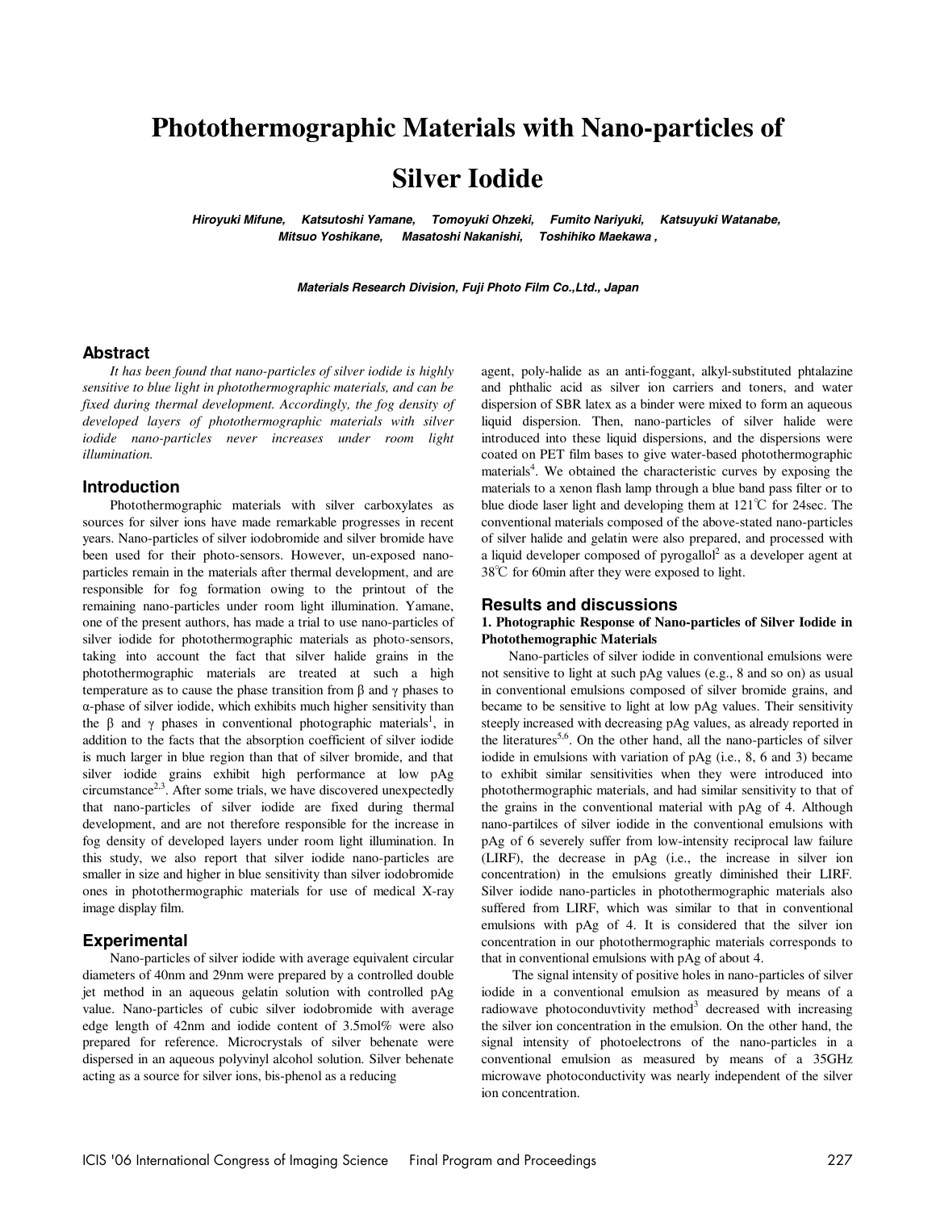# Photothermographic Materials with Nano-particles of Silver Iodide

***Hiroyuki Mifune, Katsutoshi Yamane, Tomoyuki Ohzeki, Fumito Nariyuki, Katsuyuki Watanabe, Mitsuo Yoshikane, Masatoshi Nakanishi, Toshihiko Maekawa ,***

***Materials Research Division, Fuji Photo Film Co.,Ltd., Japan***

## Abstract

*It has been found that nano-particles of silver iodide is highly sensitive to blue light in photothermographic materials, and can be fixed during thermal development. Accordingly, the fog density of developed layers of photothermographic materials with silver iodide nano-particles never increases under room light illumination.*

## Introduction

Photothermographic materials with silver carboxylates as sources for silver ions have made remarkable progresses in recent years. Nano-particles of silver iodobromide and silver bromide have been used for their photo-sensors. However, un-exposed nano-particles remain in the materials after thermal development, and are responsible for fog formation owing to the printout of the remaining nano-particles under room light illumination. Yamane, one of the present authors, has made a trial to use nano-particles of silver iodide for photothermographic materials as photo-sensors, taking into account the fact that silver halide grains in the photothermographic materials are treated at such a high temperature as to cause the phase transition from β and γ phases to α-phase of silver iodide, which exhibits much higher sensitivity than the β and γ phases in conventional photographic materials[1], in addition to the facts that the absorption coefficient of silver iodide is much larger in blue region than that of silver bromide, and that silver iodide grains exhibit high performance at low pAg circumstance[2,3]. After some trials, we have discovered unexpectedly that nano-particles of silver iodide are fixed during thermal development, and are not therefore responsible for the increase in fog density of developed layers under room light illumination. In this study, we also report that silver iodide nano-particles are smaller in size and higher in blue sensitivity than silver iodobromide ones in photothermographic materials for use of medical X-ray image display film.

## Experimental

Nano-particles of silver iodide with average equivalent circular diameters of 40nm and 29nm were prepared by a controlled double jet method in an aqueous gelatin solution with controlled pAg value. Nano-particles of cubic silver iodobromide with average edge length of 42nm and iodide content of 3.5mol% were also prepared for reference. Microcrystals of silver behenate were dispersed in an aqueous polyvinyl alcohol solution. Silver behenate acting as a source for silver ions, bis-phenol as a reducing agent, poly-halide as an anti-foggant, alkyl-substituted phtalazine and phthalic acid as silver ion carriers and toners, and water dispersion of SBR latex as a binder were mixed to form an aqueous liquid dispersion. Then, nano-particles of silver halide were introduced into these liquid dispersions, and the dispersions were coated on PET film bases to give water-based photothermographic materials[4]. We obtained the characteristic curves by exposing the materials to a xenon flash lamp through a blue band pass filter or to blue diode laser light and developing them at 121℃ for 24sec. The conventional materials composed of the above-stated nano-particles of silver halide and gelatin were also prepared, and processed with a liquid developer composed of pyrogallol[2] as a developer agent at 38℃ for 60min after they were exposed to light.

## Results and discussions

### 1. Photographic Response of Nano-particles of Silver Iodide in Photothemographic Materials

Nano-particles of silver iodide in conventional emulsions were not sensitive to light at such pAg values (e.g., 8 and so on) as usual in conventional emulsions composed of silver bromide grains, and became to be sensitive to light at low pAg values. Their sensitivity steeply increased with decreasing pAg values, as already reported in the literatures[5,6]. On the other hand, all the nano-particles of silver iodide in emulsions with variation of pAg (i.e., 8, 6 and 3) became to exhibit similar sensitivities when they were introduced into photothermographic materials, and had similar sensitivity to that of the grains in the conventional material with pAg of 4. Although nano-partilces of silver iodide in the conventional emulsions with pAg of 6 severely suffer from low-intensity reciprocal law failure (LIRF), the decrease in pAg (i.e., the increase in silver ion concentration) in the emulsions greatly diminished their LIRF. Silver iodide nano-particles in photothermographic materials also suffered from LIRF, which was similar to that in conventional emulsions with pAg of 4. It is considered that the silver ion concentration in our photothermographic materials corresponds to that in conventional emulsions with pAg of about 4.

The signal intensity of positive holes in nano-particles of silver iodide in a conventional emulsion as measured by means of a radiowave photoconduvtivity method[3] decreased with increasing the silver ion concentration in the emulsion. On the other hand, the signal intensity of photoelectrons of the nano-particles in a conventional emulsion as measured by means of a 35GHz microwave photoconductivity was nearly independent of the silver ion concentration.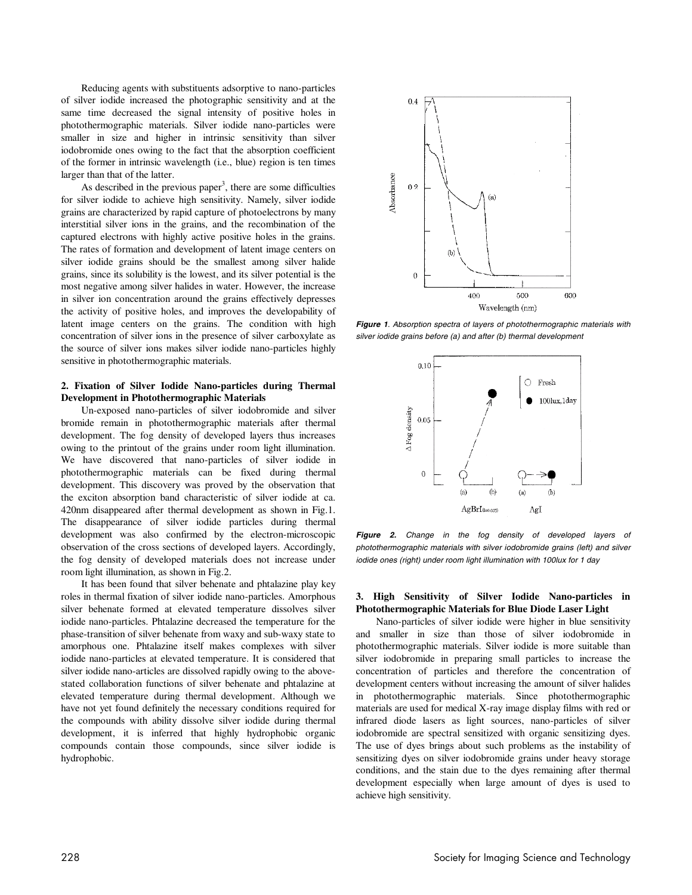Reducing agents with substituents adsorptive to nano-particles of silver iodide increased the photographic sensitivity and at the same time decreased the signal intensity of positive holes in photothermographic materials. Silver iodide nano-particles were smaller in size and higher in intrinsic sensitivity than silver iodobromide ones owing to the fact that the absorption coefficient of the former in intrinsic wavelength (i.e., blue) region is ten times larger than that of the latter.

As described in the previous paper[3], there are some difficulties for silver iodide to achieve high sensitivity. Namely, silver iodide grains are characterized by rapid capture of photoelectrons by many interstitial silver ions in the grains, and the recombination of the captured electrons with highly active positive holes in the grains. The rates of formation and development of latent image centers on silver iodide grains should be the smallest among silver halide grains, since its solubility is the lowest, and its silver potential is the most negative among silver halides in water. However, the increase in silver ion concentration around the grains effectively depresses the activity of positive holes, and improves the developability of latent image centers on the grains. The condition with high concentration of silver ions in the presence of silver carboxylate as the source of silver ions makes silver iodide nano-particles highly sensitive in photothermographic materials.

## 2. Fixation of Silver Iodide Nano-particles during Thermal Development in Photothermographic Materials

Un-exposed nano-particles of silver iodobromide and silver bromide remain in photothermographic materials after thermal development. The fog density of developed layers thus increases owing to the printout of the grains under room light illumination. We have discovered that nano-particles of silver iodide in photothermographic materials can be fixed during thermal development. This discovery was proved by the observation that the exciton absorption band characteristic of silver iodide at ca. 420nm disappeared after thermal development as shown in Fig.1. The disappearance of silver iodide particles during thermal development was also confirmed by the electron-microscopic observation of the cross sections of developed layers. Accordingly, the fog density of developed materials does not increase under room light illumination, as shown in Fig.2.

It has been found that silver behenate and phtalazine play key roles in thermal fixation of silver iodide nano-particles. Amorphous silver behenate formed at elevated temperature dissolves silver iodide nano-particles. Phtalazine decreased the temperature for the phase-transition of silver behenate from waxy and sub-waxy state to amorphous one. Phtalazine itself makes complexes with silver iodide nano-particles at elevated temperature. It is considered that silver iodide nano-articles are dissolved rapidly owing to the above-stated collaboration functions of silver behenate and phtalazine at elevated temperature during thermal development. Although we have not yet found definitely the necessary conditions required for the compounds with ability dissolve silver iodide during thermal development, it is inferred that highly hydrophobic organic compounds contain those compounds, since silver iodide is hydrophobic.

*Figure 1. Absorption spectra of layers of photothermographic materials with silver iodide grains before (a) and after (b) thermal development*

*Figure 2. Change in the fog density of developed layers of photothermographic materials with silver iodobromide grains (left) and silver iodide ones (right) under room light illumination with 100lux for 1 day*

## 3. High Sensitivity of Silver Iodide Nano-particles in Photothermographic Materials for Blue Diode Laser Light

Nano-particles of silver iodide were higher in blue sensitivity and smaller in size than those of silver iodobromide in photothermographic materials. Silver iodide is more suitable than silver iodobromide in preparing small particles to increase the concentration of particles and therefore the concentration of development centers without increasing the amount of silver halides in photothermographic materials. Since photothermographic materials are used for medical X-ray image display films with red or infrared diode lasers as light sources, nano-particles of silver iodobromide are spectral sensitized with organic sensitizing dyes. The use of dyes brings about such problems as the instability of sensitizing dyes on silver iodobromide grains under heavy storage conditions, and the stain due to the dyes remaining after thermal development especially when large amount of dyes is used to achieve high sensitivity.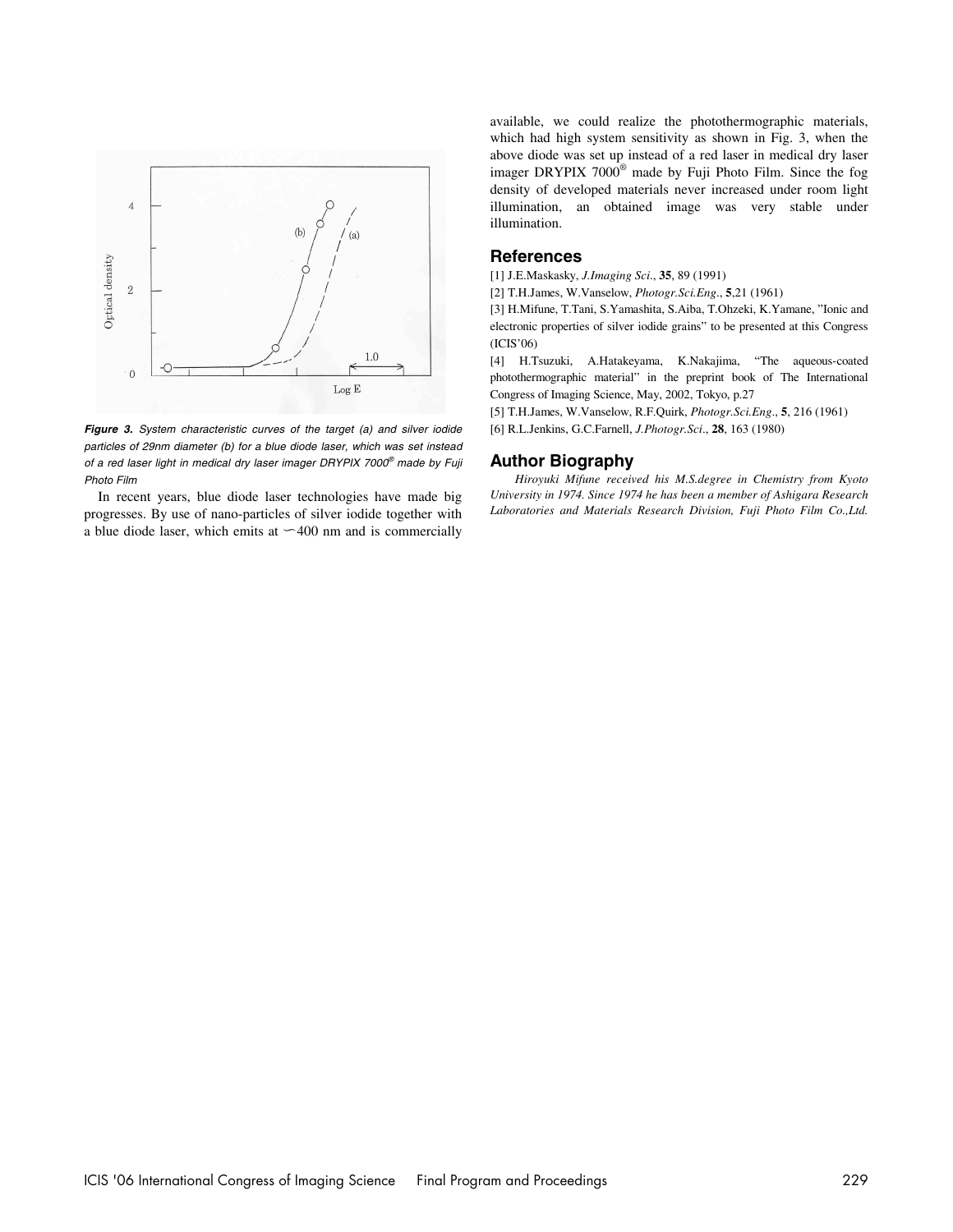4

2

0

Optical density

(b)

(a)

1.0

Log E

***Figure 3.*** *System characteristic curves of the target (a) and silver iodide particles of 29nm diameter (b) for a blue diode laser, which was set instead of a red laser light in medical dry laser imager DRYPIX 7000® made by Fuji Photo Film*

In recent years, blue diode laser technologies have made big progresses. By use of nano-particles of silver iodide together with a blue diode laser, which emits at ～400 nm and is commercially available, we could realize the photothermographic materials, which had high system sensitivity as shown in Fig. 3, when the above diode was set up instead of a red laser in medical dry laser imager DRYPIX 7000® made by Fuji Photo Film. Since the fog density of developed materials never increased under room light illumination, an obtained image was very stable under illumination.

## References

[1] J.E.Maskasky, *J.Imaging Sci*., **35**, 89 (1991)

[2] T.H.James, W.Vanselow, *Photogr.Sci.Eng*., **5**,21 (1961)

[3] H.Mifune, T.Tani, S.Yamashita, S.Aiba, T.Ohzeki, K.Yamane, "Ionic and electronic properties of silver iodide grains" to be presented at this Congress (ICIS'06)

[4] H.Tsuzuki, A.Hatakeyama, K.Nakajima, "The aqueous-coated photothermographic material" in the preprint book of The International Congress of Imaging Science, May, 2002, Tokyo, p.27

[5] T.H.James, W.Vanselow, R.F.Quirk, *Photogr.Sci.Eng*., **5**, 216 (1961)

[6] R.L.Jenkins, G.C.Farnell, *J.Photogr.Sci*., **28**, 163 (1980)

## Author Biography

*Hiroyuki Mifune received his M.S.degree in Chemistry from Kyoto University in 1974. Since 1974 he has been a member of Ashigara Research Laboratories and Materials Research Division, Fuji Photo Film Co.,Ltd.*